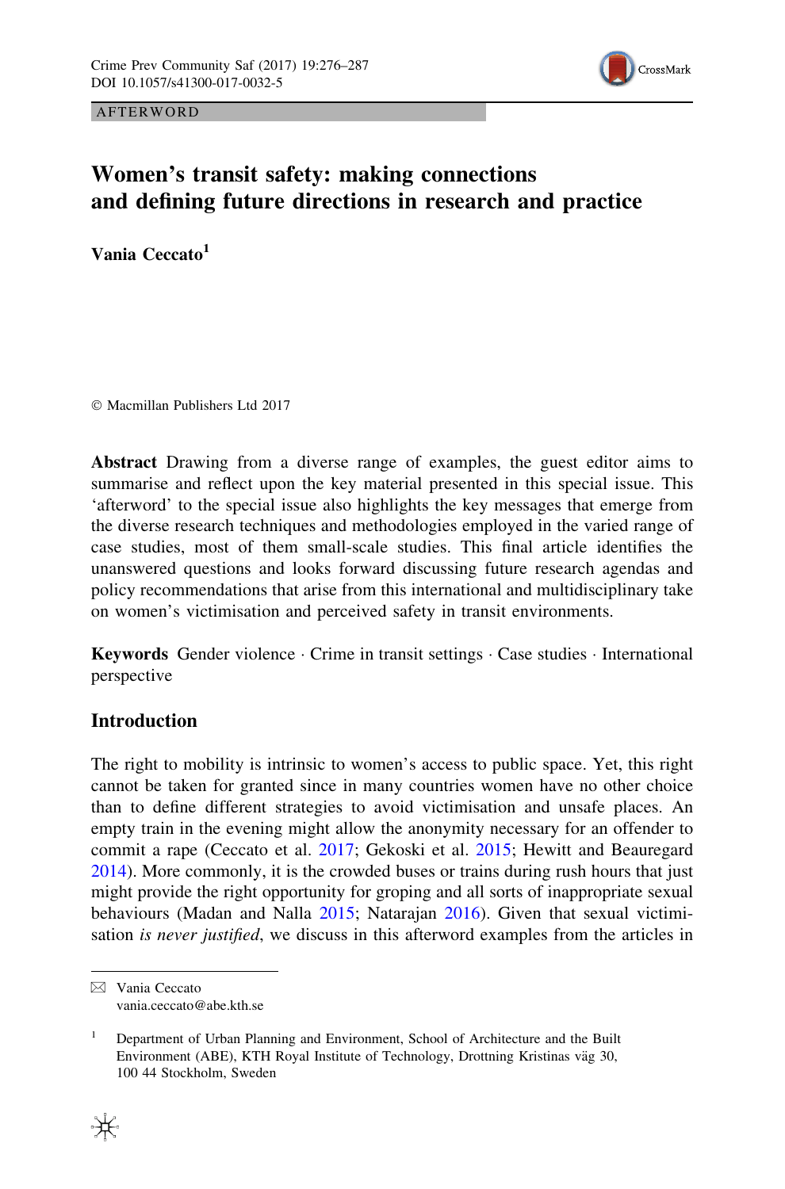AFTERWORD

# Women's transit safety: making connections and defining future directions in research and practice

**Vania Ceccato**[1]

© Macmillan Publishers Ltd 2017

**Abstract** Drawing from a diverse range of examples, the guest editor aims to summarise and reflect upon the key material presented in this special issue. This 'afterword' to the special issue also highlights the key messages that emerge from the diverse research techniques and methodologies employed in the varied range of case studies, most of them small-scale studies. This final article identifies the unanswered questions and looks forward discussing future research agendas and policy recommendations that arise from this international and multidisciplinary take on women's victimisation and perceived safety in transit environments.

**Keywords** Gender violence · Crime in transit settings · Case studies · International perspective

## Introduction

The right to mobility is intrinsic to women's access to public space. Yet, this right cannot be taken for granted since in many countries women have no other choice than to define different strategies to avoid victimisation and unsafe places. An empty train in the evening might allow the anonymity necessary for an offender to commit a rape (Ceccato et al. 2017; Gekoski et al. 2015; Hewitt and Beauregard 2014). More commonly, it is the crowded buses or trains during rush hours that just might provide the right opportunity for groping and all sorts of inappropriate sexual behaviours (Madan and Nalla 2015; Natarajan 2016). Given that sexual victimisation *is never justified*, we discuss in this afterword examples from the articles in

---

✉ Vania Ceccato
vania.ceccato@abe.kth.se

[1] Department of Urban Planning and Environment, School of Architecture and the Built Environment (ABE), KTH Royal Institute of Technology, Drottning Kristinas väg 30, 100 44 Stockholm, Sweden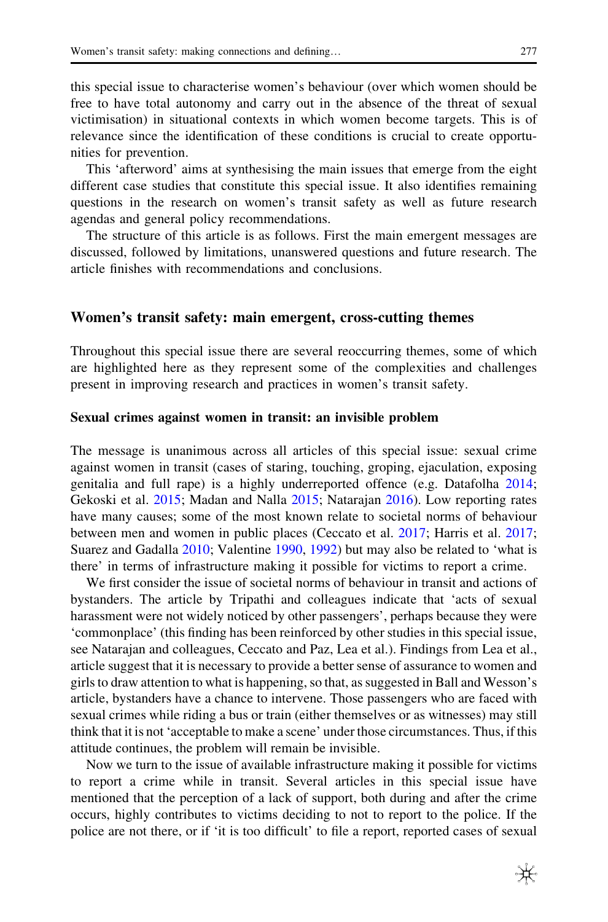this special issue to characterise women's behaviour (over which women should be free to have total autonomy and carry out in the absence of the threat of sexual victimisation) in situational contexts in which women become targets. This is of relevance since the identification of these conditions is crucial to create opportunities for prevention.

This 'afterword' aims at synthesising the main issues that emerge from the eight different case studies that constitute this special issue. It also identifies remaining questions in the research on women's transit safety as well as future research agendas and general policy recommendations.

The structure of this article is as follows. First the main emergent messages are discussed, followed by limitations, unanswered questions and future research. The article finishes with recommendations and conclusions.

## Women's transit safety: main emergent, cross-cutting themes

Throughout this special issue there are several reoccurring themes, some of which are highlighted here as they represent some of the complexities and challenges present in improving research and practices in women's transit safety.

### Sexual crimes against women in transit: an invisible problem

The message is unanimous across all articles of this special issue: sexual crime against women in transit (cases of staring, touching, groping, ejaculation, exposing genitalia and full rape) is a highly underreported offence (e.g. Datafolha 2014; Gekoski et al. 2015; Madan and Nalla 2015; Natarajan 2016). Low reporting rates have many causes; some of the most known relate to societal norms of behaviour between men and women in public places (Ceccato et al. 2017; Harris et al. 2017; Suarez and Gadalla 2010; Valentine 1990, 1992) but may also be related to 'what is there' in terms of infrastructure making it possible for victims to report a crime.

We first consider the issue of societal norms of behaviour in transit and actions of bystanders. The article by Tripathi and colleagues indicate that 'acts of sexual harassment were not widely noticed by other passengers', perhaps because they were 'commonplace' (this finding has been reinforced by other studies in this special issue, see Natarajan and colleagues, Ceccato and Paz, Lea et al.). Findings from Lea et al., article suggest that it is necessary to provide a better sense of assurance to women and girls to draw attention to what is happening, so that, as suggested in Ball and Wesson's article, bystanders have a chance to intervene. Those passengers who are faced with sexual crimes while riding a bus or train (either themselves or as witnesses) may still think that it is not 'acceptable to make a scene' under those circumstances. Thus, if this attitude continues, the problem will remain be invisible.

Now we turn to the issue of available infrastructure making it possible for victims to report a crime while in transit. Several articles in this special issue have mentioned that the perception of a lack of support, both during and after the crime occurs, highly contributes to victims deciding to not to report to the police. If the police are not there, or if 'it is too difficult' to file a report, reported cases of sexual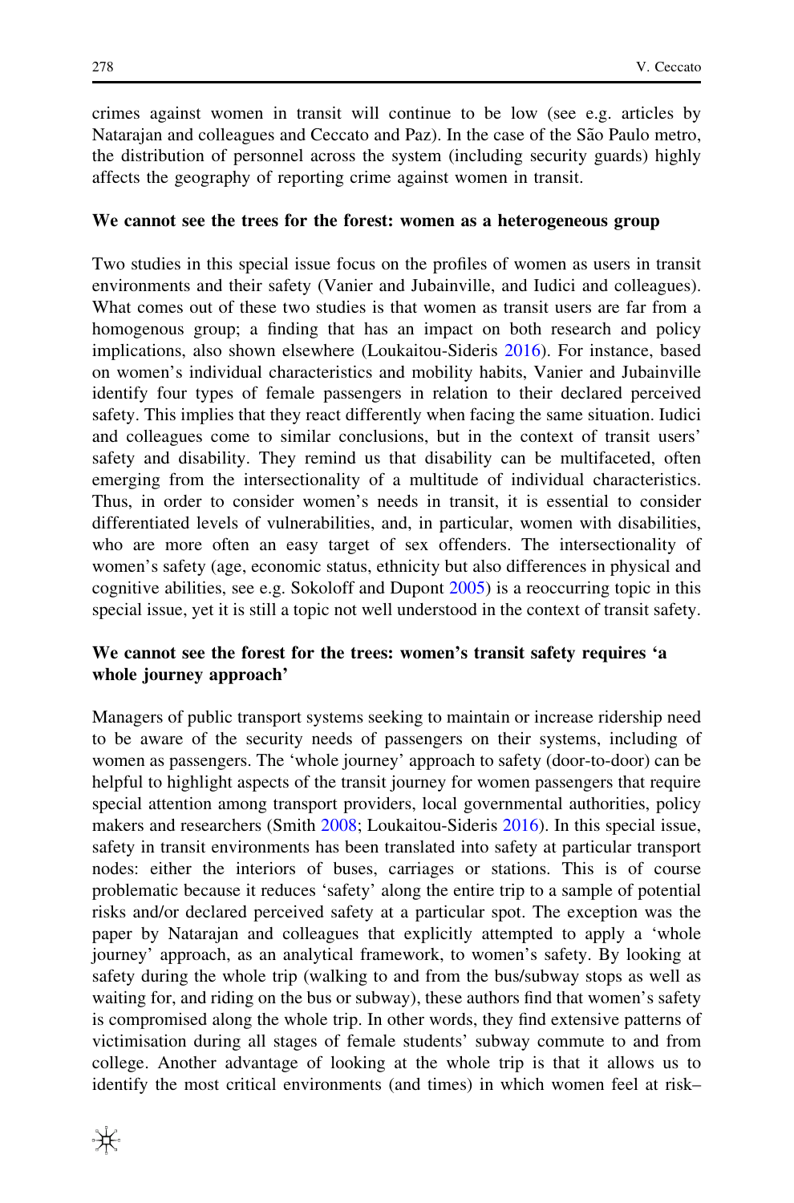crimes against women in transit will continue to be low (see e.g. articles by Natarajan and colleagues and Ceccato and Paz). In the case of the São Paulo metro, the distribution of personnel across the system (including security guards) highly affects the geography of reporting crime against women in transit.

## We cannot see the trees for the forest: women as a heterogeneous group

Two studies in this special issue focus on the profiles of women as users in transit environments and their safety (Vanier and Jubainville, and Iudici and colleagues). What comes out of these two studies is that women as transit users are far from a homogenous group; a finding that has an impact on both research and policy implications, also shown elsewhere (Loukaitou-Sideris 2016). For instance, based on women's individual characteristics and mobility habits, Vanier and Jubainville identify four types of female passengers in relation to their declared perceived safety. This implies that they react differently when facing the same situation. Iudici and colleagues come to similar conclusions, but in the context of transit users' safety and disability. They remind us that disability can be multifaceted, often emerging from the intersectionality of a multitude of individual characteristics. Thus, in order to consider women's needs in transit, it is essential to consider differentiated levels of vulnerabilities, and, in particular, women with disabilities, who are more often an easy target of sex offenders. The intersectionality of women's safety (age, economic status, ethnicity but also differences in physical and cognitive abilities, see e.g. Sokoloff and Dupont 2005) is a reoccurring topic in this special issue, yet it is still a topic not well understood in the context of transit safety.

## We cannot see the forest for the trees: women's transit safety requires 'a whole journey approach'

Managers of public transport systems seeking to maintain or increase ridership need to be aware of the security needs of passengers on their systems, including of women as passengers. The 'whole journey' approach to safety (door-to-door) can be helpful to highlight aspects of the transit journey for women passengers that require special attention among transport providers, local governmental authorities, policy makers and researchers (Smith 2008; Loukaitou-Sideris 2016). In this special issue, safety in transit environments has been translated into safety at particular transport nodes: either the interiors of buses, carriages or stations. This is of course problematic because it reduces 'safety' along the entire trip to a sample of potential risks and/or declared perceived safety at a particular spot. The exception was the paper by Natarajan and colleagues that explicitly attempted to apply a 'whole journey' approach, as an analytical framework, to women's safety. By looking at safety during the whole trip (walking to and from the bus/subway stops as well as waiting for, and riding on the bus or subway), these authors find that women's safety is compromised along the whole trip. In other words, they find extensive patterns of victimisation during all stages of female students' subway commute to and from college. Another advantage of looking at the whole trip is that it allows us to identify the most critical environments (and times) in which women feel at risk–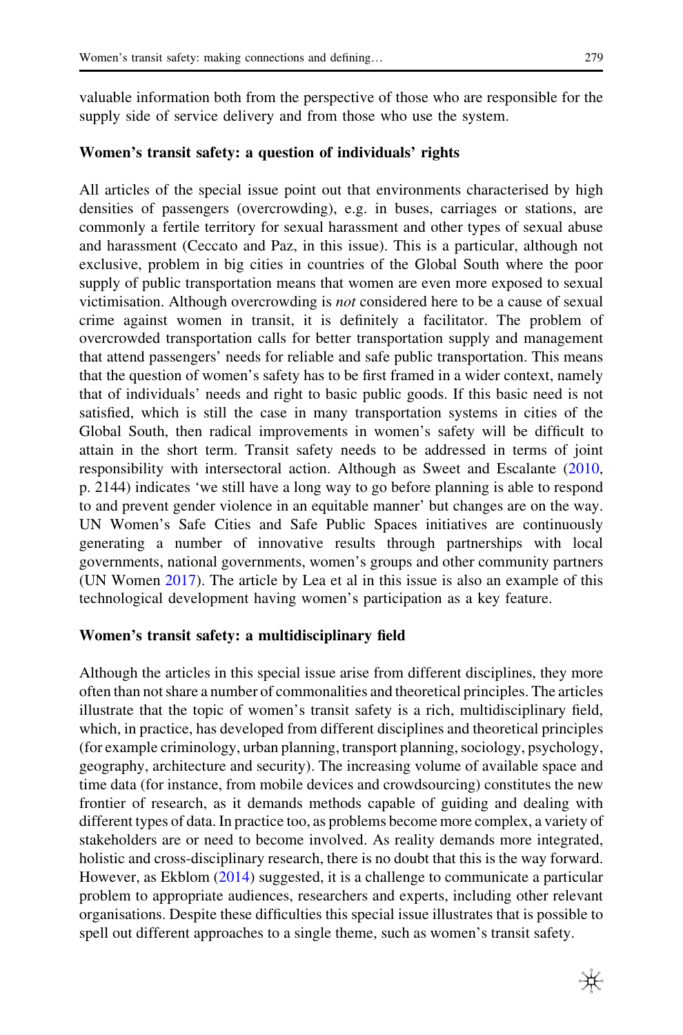valuable information both from the perspective of those who are responsible for the supply side of service delivery and from those who use the system.

**Women's transit safety: a question of individuals' rights**

All articles of the special issue point out that environments characterised by high densities of passengers (overcrowding), e.g. in buses, carriages or stations, are commonly a fertile territory for sexual harassment and other types of sexual abuse and harassment (Ceccato and Paz, in this issue). This is a particular, although not exclusive, problem in big cities in countries of the Global South where the poor supply of public transportation means that women are even more exposed to sexual victimisation. Although overcrowding is *not* considered here to be a cause of sexual crime against women in transit, it is definitely a facilitator. The problem of overcrowded transportation calls for better transportation supply and management that attend passengers' needs for reliable and safe public transportation. This means that the question of women's safety has to be first framed in a wider context, namely that of individuals' needs and right to basic public goods. If this basic need is not satisfied, which is still the case in many transportation systems in cities of the Global South, then radical improvements in women's safety will be difficult to attain in the short term. Transit safety needs to be addressed in terms of joint responsibility with intersectoral action. Although as Sweet and Escalante (2010, p. 2144) indicates 'we still have a long way to go before planning is able to respond to and prevent gender violence in an equitable manner' but changes are on the way. UN Women's Safe Cities and Safe Public Spaces initiatives are continuously generating a number of innovative results through partnerships with local governments, national governments, women's groups and other community partners (UN Women 2017). The article by Lea et al in this issue is also an example of this technological development having women's participation as a key feature.

**Women's transit safety: a multidisciplinary field**

Although the articles in this special issue arise from different disciplines, they more often than not share a number of commonalities and theoretical principles. The articles illustrate that the topic of women's transit safety is a rich, multidisciplinary field, which, in practice, has developed from different disciplines and theoretical principles (for example criminology, urban planning, transport planning, sociology, psychology, geography, architecture and security). The increasing volume of available space and time data (for instance, from mobile devices and crowdsourcing) constitutes the new frontier of research, as it demands methods capable of guiding and dealing with different types of data. In practice too, as problems become more complex, a variety of stakeholders are or need to become involved. As reality demands more integrated, holistic and cross-disciplinary research, there is no doubt that this is the way forward. However, as Ekblom (2014) suggested, it is a challenge to communicate a particular problem to appropriate audiences, researchers and experts, including other relevant organisations. Despite these difficulties this special issue illustrates that is possible to spell out different approaches to a single theme, such as women's transit safety.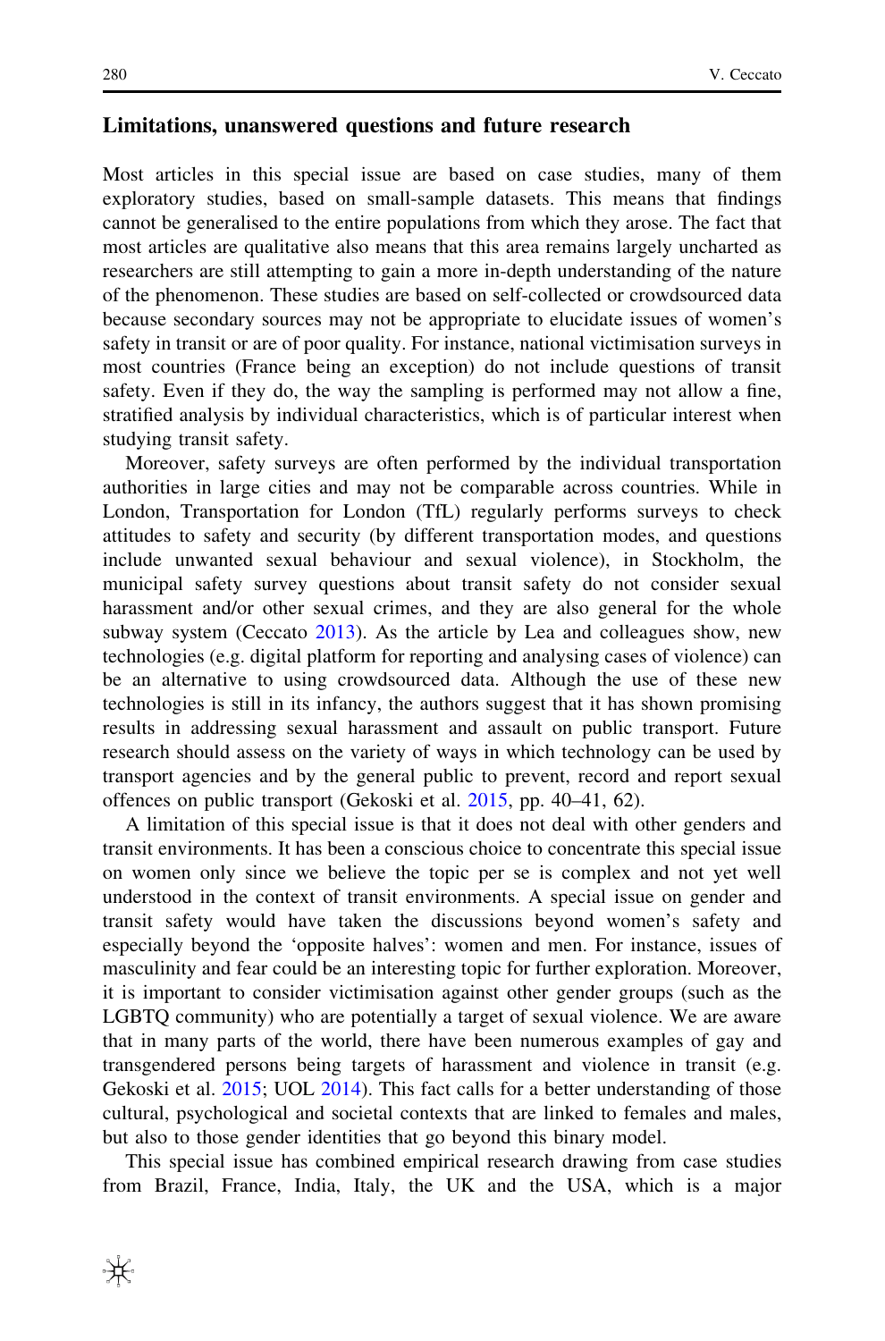## Limitations, unanswered questions and future research

Most articles in this special issue are based on case studies, many of them exploratory studies, based on small-sample datasets. This means that findings cannot be generalised to the entire populations from which they arose. The fact that most articles are qualitative also means that this area remains largely uncharted as researchers are still attempting to gain a more in-depth understanding of the nature of the phenomenon. These studies are based on self-collected or crowdsourced data because secondary sources may not be appropriate to elucidate issues of women's safety in transit or are of poor quality. For instance, national victimisation surveys in most countries (France being an exception) do not include questions of transit safety. Even if they do, the way the sampling is performed may not allow a fine, stratified analysis by individual characteristics, which is of particular interest when studying transit safety.

Moreover, safety surveys are often performed by the individual transportation authorities in large cities and may not be comparable across countries. While in London, Transportation for London (TfL) regularly performs surveys to check attitudes to safety and security (by different transportation modes, and questions include unwanted sexual behaviour and sexual violence), in Stockholm, the municipal safety survey questions about transit safety do not consider sexual harassment and/or other sexual crimes, and they are also general for the whole subway system (Ceccato 2013). As the article by Lea and colleagues show, new technologies (e.g. digital platform for reporting and analysing cases of violence) can be an alternative to using crowdsourced data. Although the use of these new technologies is still in its infancy, the authors suggest that it has shown promising results in addressing sexual harassment and assault on public transport. Future research should assess on the variety of ways in which technology can be used by transport agencies and by the general public to prevent, record and report sexual offences on public transport (Gekoski et al. 2015, pp. 40–41, 62).

A limitation of this special issue is that it does not deal with other genders and transit environments. It has been a conscious choice to concentrate this special issue on women only since we believe the topic per se is complex and not yet well understood in the context of transit environments. A special issue on gender and transit safety would have taken the discussions beyond women's safety and especially beyond the 'opposite halves': women and men. For instance, issues of masculinity and fear could be an interesting topic for further exploration. Moreover, it is important to consider victimisation against other gender groups (such as the LGBTQ community) who are potentially a target of sexual violence. We are aware that in many parts of the world, there have been numerous examples of gay and transgendered persons being targets of harassment and violence in transit (e.g. Gekoski et al. 2015; UOL 2014). This fact calls for a better understanding of those cultural, psychological and societal contexts that are linked to females and males, but also to those gender identities that go beyond this binary model.

This special issue has combined empirical research drawing from case studies from Brazil, France, India, Italy, the UK and the USA, which is a major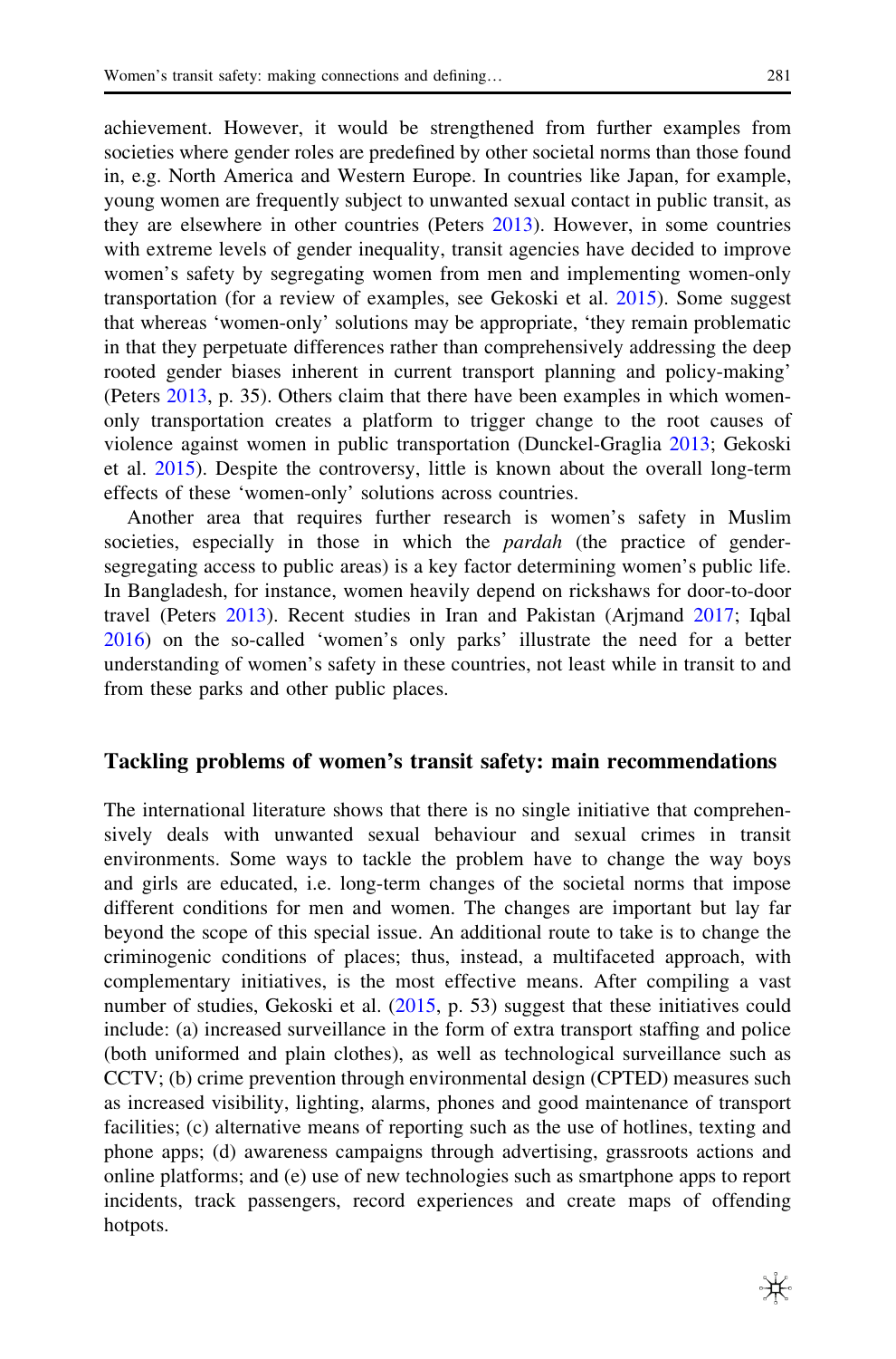achievement. However, it would be strengthened from further examples from societies where gender roles are predefined by other societal norms than those found in, e.g. North America and Western Europe. In countries like Japan, for example, young women are frequently subject to unwanted sexual contact in public transit, as they are elsewhere in other countries (Peters 2013). However, in some countries with extreme levels of gender inequality, transit agencies have decided to improve women's safety by segregating women from men and implementing women-only transportation (for a review of examples, see Gekoski et al. 2015). Some suggest that whereas 'women-only' solutions may be appropriate, 'they remain problematic in that they perpetuate differences rather than comprehensively addressing the deep rooted gender biases inherent in current transport planning and policy-making' (Peters 2013, p. 35). Others claim that there have been examples in which women-only transportation creates a platform to trigger change to the root causes of violence against women in public transportation (Dunckel-Graglia 2013; Gekoski et al. 2015). Despite the controversy, little is known about the overall long-term effects of these 'women-only' solutions across countries.

Another area that requires further research is women's safety in Muslim societies, especially in those in which the *pardah* (the practice of gender-segregating access to public areas) is a key factor determining women's public life. In Bangladesh, for instance, women heavily depend on rickshaws for door-to-door travel (Peters 2013). Recent studies in Iran and Pakistan (Arjmand 2017; Iqbal 2016) on the so-called 'women's only parks' illustrate the need for a better understanding of women's safety in these countries, not least while in transit to and from these parks and other public places.

## Tackling problems of women's transit safety: main recommendations

The international literature shows that there is no single initiative that comprehensively deals with unwanted sexual behaviour and sexual crimes in transit environments. Some ways to tackle the problem have to change the way boys and girls are educated, i.e. long-term changes of the societal norms that impose different conditions for men and women. The changes are important but lay far beyond the scope of this special issue. An additional route to take is to change the criminogenic conditions of places; thus, instead, a multifaceted approach, with complementary initiatives, is the most effective means. After compiling a vast number of studies, Gekoski et al. (2015, p. 53) suggest that these initiatives could include: (a) increased surveillance in the form of extra transport staffing and police (both uniformed and plain clothes), as well as technological surveillance such as CCTV; (b) crime prevention through environmental design (CPTED) measures such as increased visibility, lighting, alarms, phones and good maintenance of transport facilities; (c) alternative means of reporting such as the use of hotlines, texting and phone apps; (d) awareness campaigns through advertising, grassroots actions and online platforms; and (e) use of new technologies such as smartphone apps to report incidents, track passengers, record experiences and create maps of offending hotpots.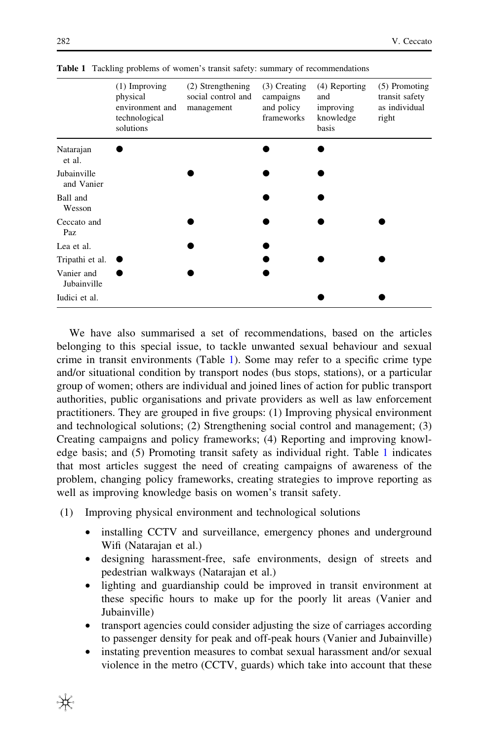**Table 1** Tackling problems of women's transit safety: summary of recommendations

| | (1) Improving physical environment and technological solutions | (2) Strengthening social control and management | (3) Creating campaigns and policy frameworks | (4) Reporting and improving knowledge basis | (5) Promoting transit safety as individual right |
|---|---|---|---|---|---|
| Natarajan et al. | ● | | ● | ● | |
| Jubainville and Vanier | | ● | ● | ● | |
| Ball and Wesson | | | ● | ● | |
| Ceccato and Paz | | ● | ● | ● | ● |
| Lea et al. | | ● | ● | | |
| Tripathi et al. | ● | | ● | ● | ● |
| Vanier and Jubainville | ● | ● | ● | | |
| Iudici et al. | | | | ● | ● |

We have also summarised a set of recommendations, based on the articles belonging to this special issue, to tackle unwanted sexual behaviour and sexual crime in transit environments (Table 1). Some may refer to a specific crime type and/or situational condition by transport nodes (bus stops, stations), or a particular group of women; others are individual and joined lines of action for public transport authorities, public organisations and private providers as well as law enforcement practitioners. They are grouped in five groups: (1) Improving physical environment and technological solutions; (2) Strengthening social control and management; (3) Creating campaigns and policy frameworks; (4) Reporting and improving knowledge basis; and (5) Promoting transit safety as individual right. Table 1 indicates that most articles suggest the need of creating campaigns of awareness of the problem, changing policy frameworks, creating strategies to improve reporting as well as improving knowledge basis on women's transit safety.

(1) Improving physical environment and technological solutions

- installing CCTV and surveillance, emergency phones and underground Wifi (Natarajan et al.)
- designing harassment-free, safe environments, design of streets and pedestrian walkways (Natarajan et al.)
- lighting and guardianship could be improved in transit environment at these specific hours to make up for the poorly lit areas (Vanier and Jubainville)
- transport agencies could consider adjusting the size of carriages according to passenger density for peak and off-peak hours (Vanier and Jubainville)
- instating prevention measures to combat sexual harassment and/or sexual violence in the metro (CCTV, guards) which take into account that these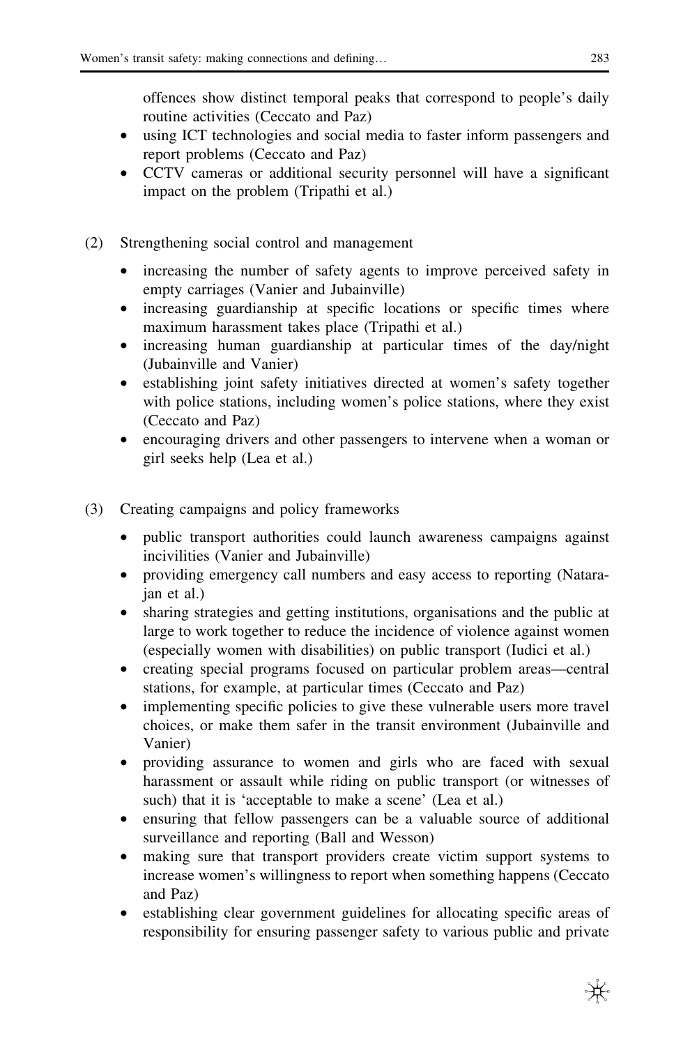offences show distinct temporal peaks that correspond to people's daily routine activities (Ceccato and Paz)

- using ICT technologies and social media to faster inform passengers and report problems (Ceccato and Paz)
- CCTV cameras or additional security personnel will have a significant impact on the problem (Tripathi et al.)

(2) Strengthening social control and management

- increasing the number of safety agents to improve perceived safety in empty carriages (Vanier and Jubainville)
- increasing guardianship at specific locations or specific times where maximum harassment takes place (Tripathi et al.)
- increasing human guardianship at particular times of the day/night (Jubainville and Vanier)
- establishing joint safety initiatives directed at women's safety together with police stations, including women's police stations, where they exist (Ceccato and Paz)
- encouraging drivers and other passengers to intervene when a woman or girl seeks help (Lea et al.)

(3) Creating campaigns and policy frameworks

- public transport authorities could launch awareness campaigns against incivilities (Vanier and Jubainville)
- providing emergency call numbers and easy access to reporting (Natarajan et al.)
- sharing strategies and getting institutions, organisations and the public at large to work together to reduce the incidence of violence against women (especially women with disabilities) on public transport (Iudici et al.)
- creating special programs focused on particular problem areas—central stations, for example, at particular times (Ceccato and Paz)
- implementing specific policies to give these vulnerable users more travel choices, or make them safer in the transit environment (Jubainville and Vanier)
- providing assurance to women and girls who are faced with sexual harassment or assault while riding on public transport (or witnesses of such) that it is 'acceptable to make a scene' (Lea et al.)
- ensuring that fellow passengers can be a valuable source of additional surveillance and reporting (Ball and Wesson)
- making sure that transport providers create victim support systems to increase women's willingness to report when something happens (Ceccato and Paz)
- establishing clear government guidelines for allocating specific areas of responsibility for ensuring passenger safety to various public and private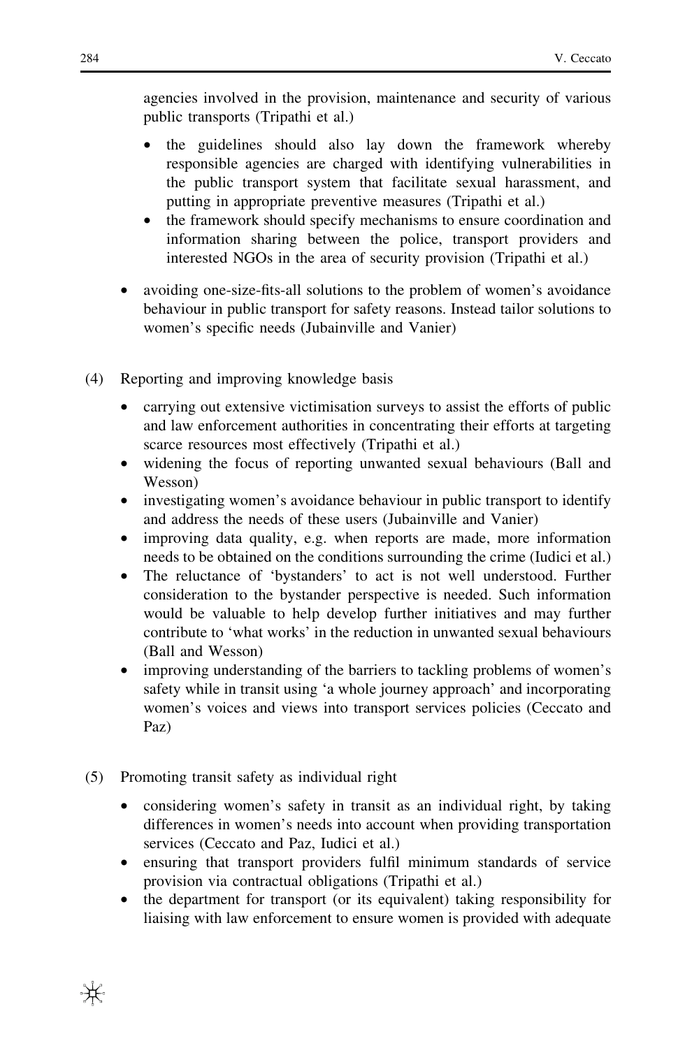agencies involved in the provision, maintenance and security of various public transports (Tripathi et al.)

  - the guidelines should also lay down the framework whereby responsible agencies are charged with identifying vulnerabilities in the public transport system that facilitate sexual harassment, and putting in appropriate preventive measures (Tripathi et al.)
  - the framework should specify mechanisms to ensure coordination and information sharing between the police, transport providers and interested NGOs in the area of security provision (Tripathi et al.)

- avoiding one-size-fits-all solutions to the problem of women's avoidance behaviour in public transport for safety reasons. Instead tailor solutions to women's specific needs (Jubainville and Vanier)

(4) Reporting and improving knowledge basis

- carrying out extensive victimisation surveys to assist the efforts of public and law enforcement authorities in concentrating their efforts at targeting scarce resources most effectively (Tripathi et al.)
- widening the focus of reporting unwanted sexual behaviours (Ball and Wesson)
- investigating women's avoidance behaviour in public transport to identify and address the needs of these users (Jubainville and Vanier)
- improving data quality, e.g. when reports are made, more information needs to be obtained on the conditions surrounding the crime (Iudici et al.)
- The reluctance of 'bystanders' to act is not well understood. Further consideration to the bystander perspective is needed. Such information would be valuable to help develop further initiatives and may further contribute to 'what works' in the reduction in unwanted sexual behaviours (Ball and Wesson)
- improving understanding of the barriers to tackling problems of women's safety while in transit using 'a whole journey approach' and incorporating women's voices and views into transport services policies (Ceccato and Paz)

(5) Promoting transit safety as individual right

- considering women's safety in transit as an individual right, by taking differences in women's needs into account when providing transportation services (Ceccato and Paz, Iudici et al.)
- ensuring that transport providers fulfil minimum standards of service provision via contractual obligations (Tripathi et al.)
- the department for transport (or its equivalent) taking responsibility for liaising with law enforcement to ensure women is provided with adequate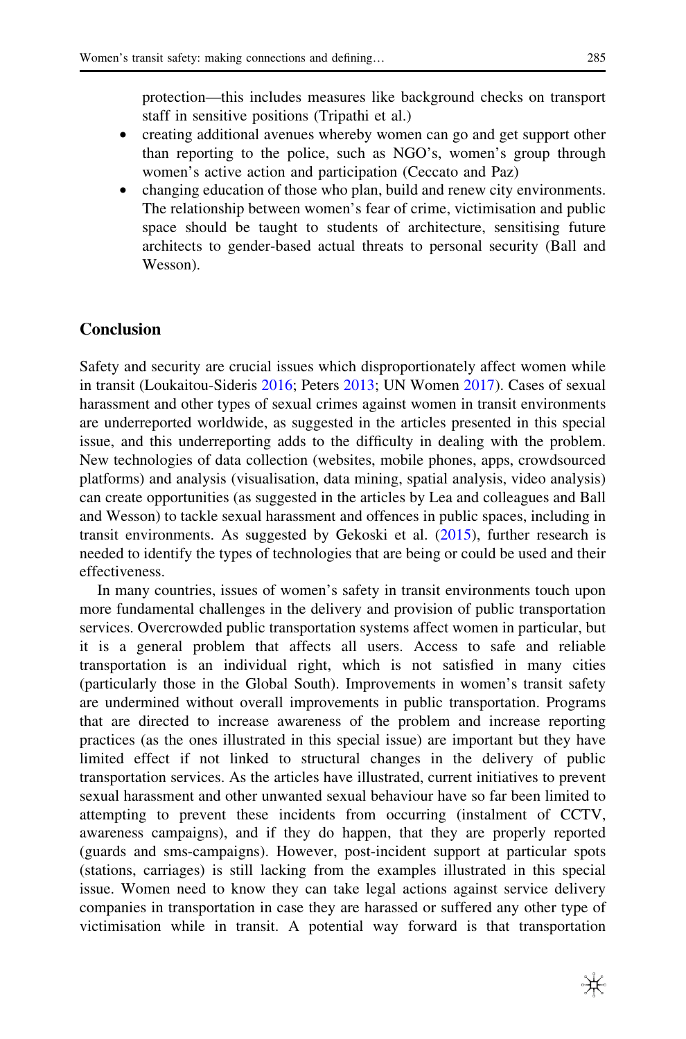protection—this includes measures like background checks on transport staff in sensitive positions (Tripathi et al.)

- creating additional avenues whereby women can go and get support other than reporting to the police, such as NGO's, women's group through women's active action and participation (Ceccato and Paz)
- changing education of those who plan, build and renew city environments. The relationship between women's fear of crime, victimisation and public space should be taught to students of architecture, sensitising future architects to gender-based actual threats to personal security (Ball and Wesson).

## Conclusion

Safety and security are crucial issues which disproportionately affect women while in transit (Loukaitou-Sideris 2016; Peters 2013; UN Women 2017). Cases of sexual harassment and other types of sexual crimes against women in transit environments are underreported worldwide, as suggested in the articles presented in this special issue, and this underreporting adds to the difficulty in dealing with the problem. New technologies of data collection (websites, mobile phones, apps, crowdsourced platforms) and analysis (visualisation, data mining, spatial analysis, video analysis) can create opportunities (as suggested in the articles by Lea and colleagues and Ball and Wesson) to tackle sexual harassment and offences in public spaces, including in transit environments. As suggested by Gekoski et al. (2015), further research is needed to identify the types of technologies that are being or could be used and their effectiveness.

In many countries, issues of women's safety in transit environments touch upon more fundamental challenges in the delivery and provision of public transportation services. Overcrowded public transportation systems affect women in particular, but it is a general problem that affects all users. Access to safe and reliable transportation is an individual right, which is not satisfied in many cities (particularly those in the Global South). Improvements in women's transit safety are undermined without overall improvements in public transportation. Programs that are directed to increase awareness of the problem and increase reporting practices (as the ones illustrated in this special issue) are important but they have limited effect if not linked to structural changes in the delivery of public transportation services. As the articles have illustrated, current initiatives to prevent sexual harassment and other unwanted sexual behaviour have so far been limited to attempting to prevent these incidents from occurring (instalment of CCTV, awareness campaigns), and if they do happen, that they are properly reported (guards and sms-campaigns). However, post-incident support at particular spots (stations, carriages) is still lacking from the examples illustrated in this special issue. Women need to know they can take legal actions against service delivery companies in transportation in case they are harassed or suffered any other type of victimisation while in transit. A potential way forward is that transportation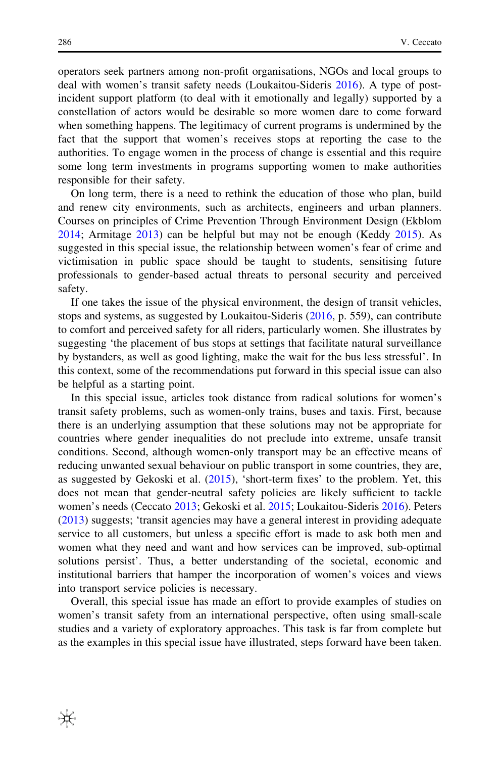operators seek partners among non-profit organisations, NGOs and local groups to deal with women's transit safety needs (Loukaitou-Sideris 2016). A type of post-incident support platform (to deal with it emotionally and legally) supported by a constellation of actors would be desirable so more women dare to come forward when something happens. The legitimacy of current programs is undermined by the fact that the support that women's receives stops at reporting the case to the authorities. To engage women in the process of change is essential and this require some long term investments in programs supporting women to make authorities responsible for their safety.

On long term, there is a need to rethink the education of those who plan, build and renew city environments, such as architects, engineers and urban planners. Courses on principles of Crime Prevention Through Environment Design (Ekblom 2014; Armitage 2013) can be helpful but may not be enough (Keddy 2015). As suggested in this special issue, the relationship between women's fear of crime and victimisation in public space should be taught to students, sensitising future professionals to gender-based actual threats to personal security and perceived safety.

If one takes the issue of the physical environment, the design of transit vehicles, stops and systems, as suggested by Loukaitou-Sideris (2016, p. 559), can contribute to comfort and perceived safety for all riders, particularly women. She illustrates by suggesting 'the placement of bus stops at settings that facilitate natural surveillance by bystanders, as well as good lighting, make the wait for the bus less stressful'. In this context, some of the recommendations put forward in this special issue can also be helpful as a starting point.

In this special issue, articles took distance from radical solutions for women's transit safety problems, such as women-only trains, buses and taxis. First, because there is an underlying assumption that these solutions may not be appropriate for countries where gender inequalities do not preclude into extreme, unsafe transit conditions. Second, although women-only transport may be an effective means of reducing unwanted sexual behaviour on public transport in some countries, they are, as suggested by Gekoski et al. (2015), 'short-term fixes' to the problem. Yet, this does not mean that gender-neutral safety policies are likely sufficient to tackle women's needs (Ceccato 2013; Gekoski et al. 2015; Loukaitou-Sideris 2016). Peters (2013) suggests; 'transit agencies may have a general interest in providing adequate service to all customers, but unless a specific effort is made to ask both men and women what they need and want and how services can be improved, sub-optimal solutions persist'. Thus, a better understanding of the societal, economic and institutional barriers that hamper the incorporation of women's voices and views into transport service policies is necessary.

Overall, this special issue has made an effort to provide examples of studies on women's transit safety from an international perspective, often using small-scale studies and a variety of exploratory approaches. This task is far from complete but as the examples in this special issue have illustrated, steps forward have been taken.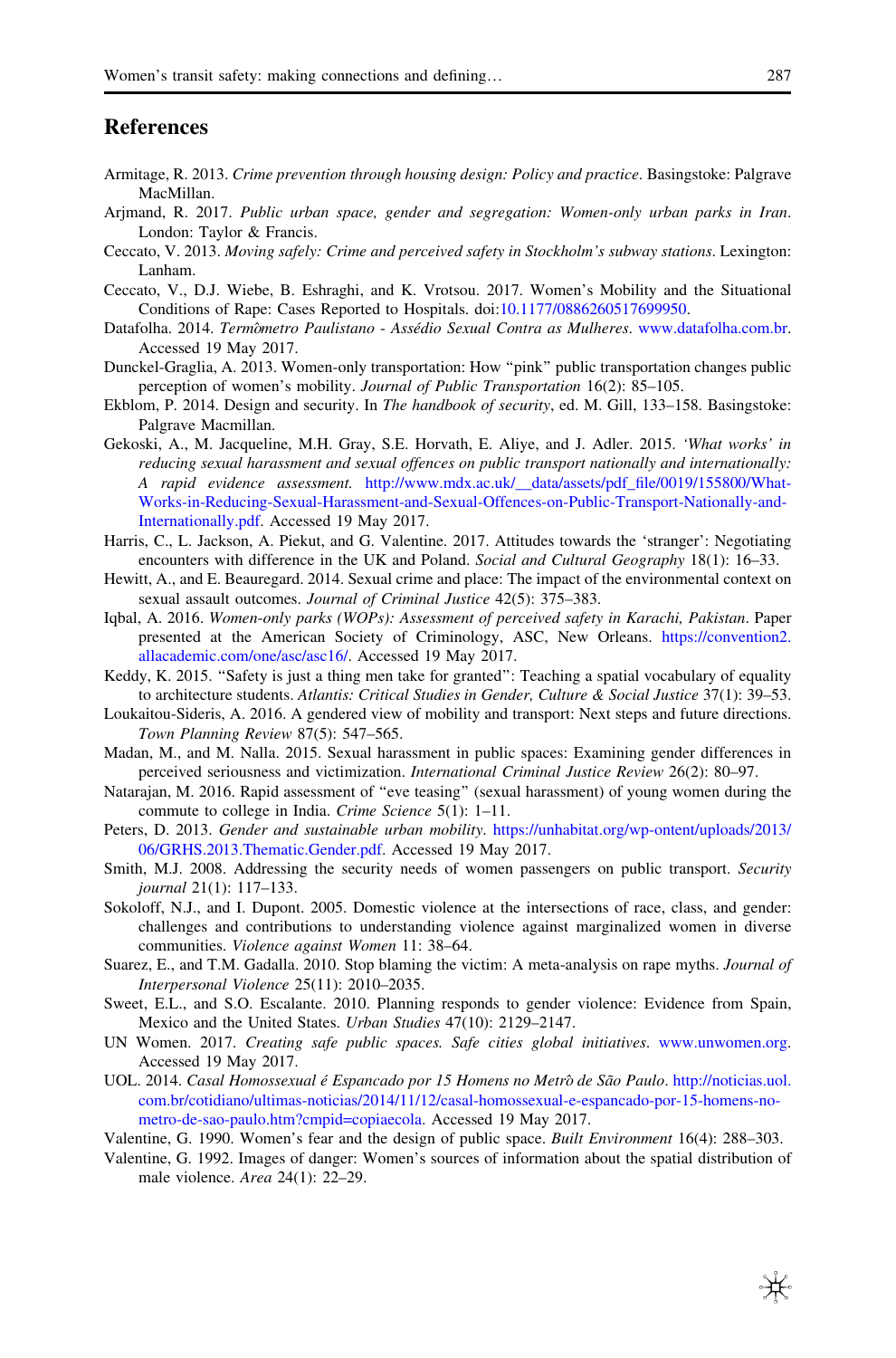## References

Armitage, R. 2013. *Crime prevention through housing design: Policy and practice*. Basingstoke: Palgrave MacMillan.

Arjmand, R. 2017. *Public urban space, gender and segregation: Women-only urban parks in Iran*. London: Taylor & Francis.

Ceccato, V. 2013. *Moving safely: Crime and perceived safety in Stockholm's subway stations*. Lexington: Lanham.

Ceccato, V., D.J. Wiebe, B. Eshraghi, and K. Vrotsou. 2017. Women's Mobility and the Situational Conditions of Rape: Cases Reported to Hospitals. doi:10.1177/0886260517699950.

Datafolha. 2014. *Termômetro Paulistano - Assédio Sexual Contra as Mulheres*. www.datafolha.com.br. Accessed 19 May 2017.

Dunckel-Graglia, A. 2013. Women-only transportation: How "pink" public transportation changes public perception of women's mobility. *Journal of Public Transportation* 16(2): 85–105.

Ekblom, P. 2014. Design and security. In *The handbook of security*, ed. M. Gill, 133–158. Basingstoke: Palgrave Macmillan.

Gekoski, A., M. Jacqueline, M.H. Gray, S.E. Horvath, E. Aliye, and J. Adler. 2015. *'What works' in reducing sexual harassment and sexual offences on public transport nationally and internationally: A rapid evidence assessment.* http://www.mdx.ac.uk/__data/assets/pdf_file/0019/155800/What-Works-in-Reducing-Sexual-Harassment-and-Sexual-Offences-on-Public-Transport-Nationally-and-Internationally.pdf. Accessed 19 May 2017.

Harris, C., L. Jackson, A. Piekut, and G. Valentine. 2017. Attitudes towards the 'stranger': Negotiating encounters with difference in the UK and Poland. *Social and Cultural Geography* 18(1): 16–33.

Hewitt, A., and E. Beauregard. 2014. Sexual crime and place: The impact of the environmental context on sexual assault outcomes. *Journal of Criminal Justice* 42(5): 375–383.

Iqbal, A. 2016. *Women-only parks (WOPs): Assessment of perceived safety in Karachi, Pakistan*. Paper presented at the American Society of Criminology, ASC, New Orleans. https://convention2.allacademic.com/one/asc/asc16/. Accessed 19 May 2017.

Keddy, K. 2015. "Safety is just a thing men take for granted": Teaching a spatial vocabulary of equality to architecture students. *Atlantis: Critical Studies in Gender, Culture & Social Justice* 37(1): 39–53.

Loukaitou-Sideris, A. 2016. A gendered view of mobility and transport: Next steps and future directions. *Town Planning Review* 87(5): 547–565.

Madan, M., and M. Nalla. 2015. Sexual harassment in public spaces: Examining gender differences in perceived seriousness and victimization. *International Criminal Justice Review* 26(2): 80–97.

Natarajan, M. 2016. Rapid assessment of "eve teasing" (sexual harassment) of young women during the commute to college in India. *Crime Science* 5(1): 1–11.

Peters, D. 2013. *Gender and sustainable urban mobility*. https://unhabitat.org/wp-ontent/uploads/2013/06/GRHS.2013.Thematic.Gender.pdf. Accessed 19 May 2017.

Smith, M.J. 2008. Addressing the security needs of women passengers on public transport. *Security journal* 21(1): 117–133.

Sokoloff, N.J., and I. Dupont. 2005. Domestic violence at the intersections of race, class, and gender: challenges and contributions to understanding violence against marginalized women in diverse communities. *Violence against Women* 11: 38–64.

Suarez, E., and T.M. Gadalla. 2010. Stop blaming the victim: A meta-analysis on rape myths. *Journal of Interpersonal Violence* 25(11): 2010–2035.

Sweet, E.L., and S.O. Escalante. 2010. Planning responds to gender violence: Evidence from Spain, Mexico and the United States. *Urban Studies* 47(10): 2129–2147.

UN Women. 2017. *Creating safe public spaces. Safe cities global initiatives*. www.unwomen.org. Accessed 19 May 2017.

UOL. 2014. *Casal Homossexual é Espancado por 15 Homens no Metrô de São Paulo*. http://noticias.uol.com.br/cotidiano/ultimas-noticias/2014/11/12/casal-homossexual-e-espancado-por-15-homens-no-metro-de-sao-paulo.htm?cmpid=copiaecola. Accessed 19 May 2017.

Valentine, G. 1990. Women's fear and the design of public space. *Built Environment* 16(4): 288–303.

Valentine, G. 1992. Images of danger: Women's sources of information about the spatial distribution of male violence. *Area* 24(1): 22–29.